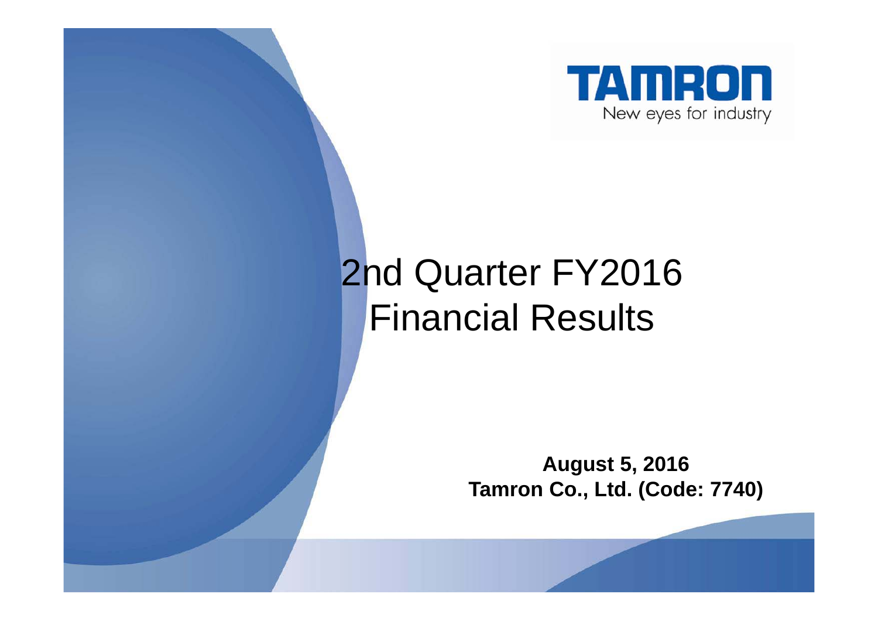TAMRON

New eyes for industry

# 2nd Quarter FY2016 Financial Results

**August 5, 2016**
**Tamron Co., Ltd. (Code: 7740)**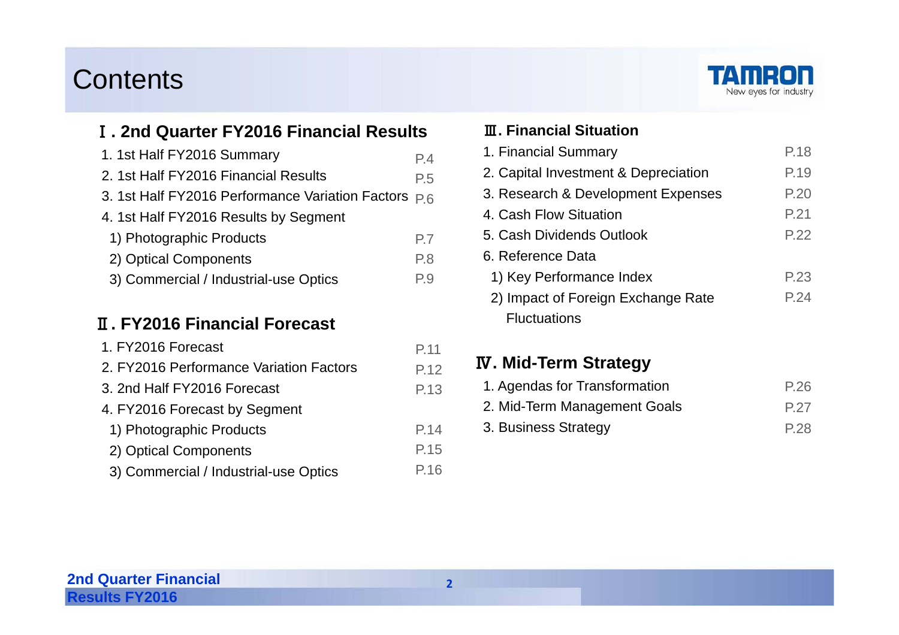# Contents

## Ⅰ. 2nd Quarter FY2016 Financial Results

| | |
|---|---|
| 1. 1st Half FY2016 Summary | P.4 |
| 2. 1st Half FY2016 Financial Results | P.5 |
| 3. 1st Half FY2016 Performance Variation Factors | P.6 |
| 4. 1st Half FY2016 Results by Segment | |
| 1) Photographic Products | P.7 |
| 2) Optical Components | P.8 |
| 3) Commercial / Industrial-use Optics | P.9 |

## Ⅱ. FY2016 Financial Forecast

| | |
|---|---|
| 1. FY2016 Forecast | P.11 |
| 2. FY2016 Performance Variation Factors | P.12 |
| 3. 2nd Half FY2016 Forecast | P.13 |
| 4. FY2016 Forecast by Segment | |
| 1) Photographic Products | P.14 |
| 2) Optical Components | P.15 |
| 3) Commercial / Industrial-use Optics | P.16 |

## Ⅲ. Financial Situation

| | |
|---|---|
| 1. Financial Summary | P.18 |
| 2. Capital Investment & Depreciation | P.19 |
| 3. Research & Development Expenses | P.20 |
| 4. Cash Flow Situation | P.21 |
| 5. Cash Dividends Outlook | P.22 |
| 6. Reference Data | |
| 1) Key Performance Index | P.23 |
| 2) Impact of Foreign Exchange Rate Fluctuations | P.24 |

## Ⅳ. Mid-Term Strategy

| | |
|---|---|
| 1. Agendas for Transformation | P.26 |
| 2. Mid-Term Management Goals | P.27 |
| 3. Business Strategy | P.28 |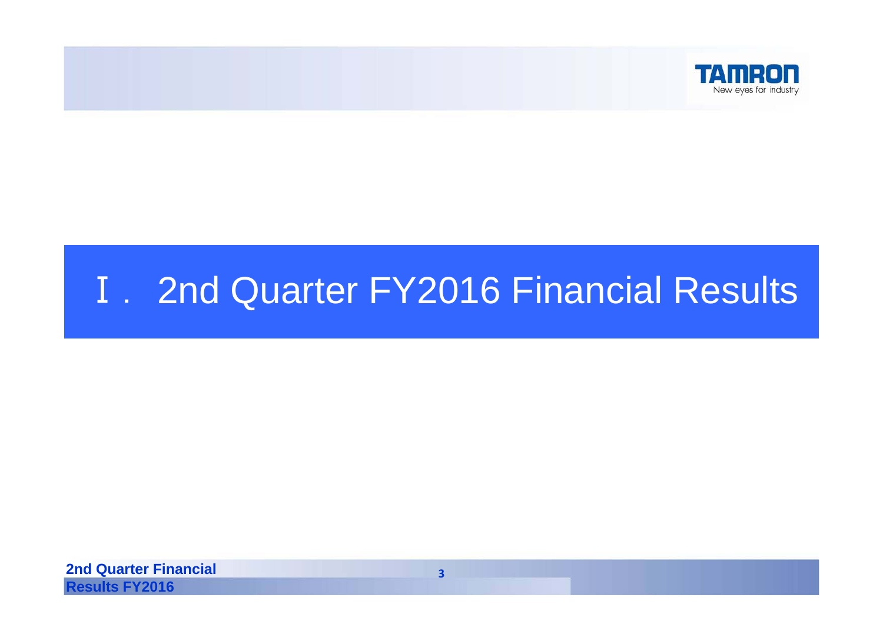# Ⅰ. 2nd Quarter FY2016 Financial Results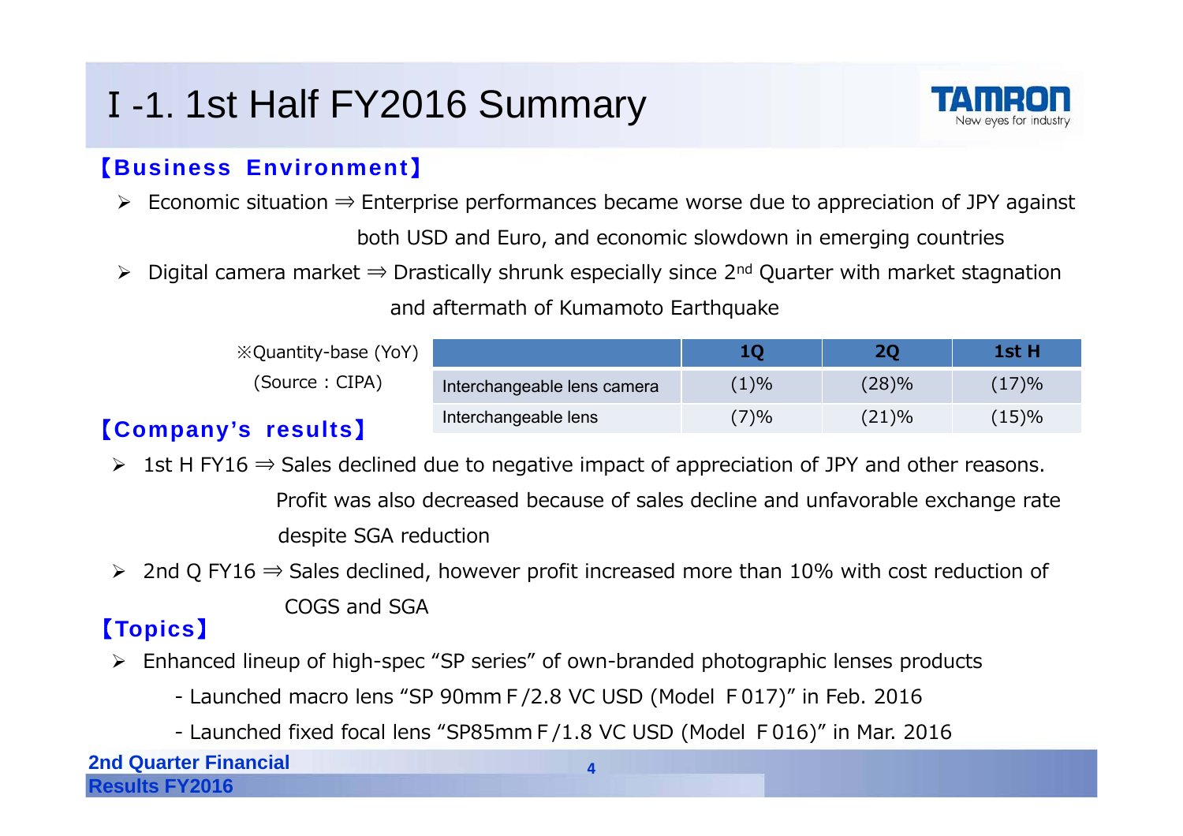# I -1. 1st Half FY2016 Summary

**【Business Environment】**

- Economic situation ⇒ Enterprise performances became worse due to appreciation of JPY against both USD and Euro, and economic slowdown in emerging countries
- Digital camera market ⇒ Drastically shrunk especially since 2nd Quarter with market stagnation and aftermath of Kumamoto Earthquake

※Quantity-base (YoY)
(Source : CIPA)

| | 1Q | 2Q | 1st H |
|---|---|---|---|
| Interchangeable lens camera | (1)% | (28)% | (17)% |
| Interchangeable lens | (7)% | (21)% | (15)% |

**【Company's results】**

- 1st H FY16 ⇒ Sales declined due to negative impact of appreciation of JPY and other reasons. Profit was also decreased because of sales decline and unfavorable exchange rate despite SGA reduction
- 2nd Q FY16 ⇒ Sales declined, however profit increased more than 10% with cost reduction of COGS and SGA

**【Topics】**

- Enhanced lineup of high-spec "SP series" of own-branded photographic lenses products
  - Launched macro lens "SP 90mm F/2.8 VC USD (Model F017)" in Feb. 2016
  - Launched fixed focal lens "SP85mm F/1.8 VC USD (Model F016)" in Mar. 2016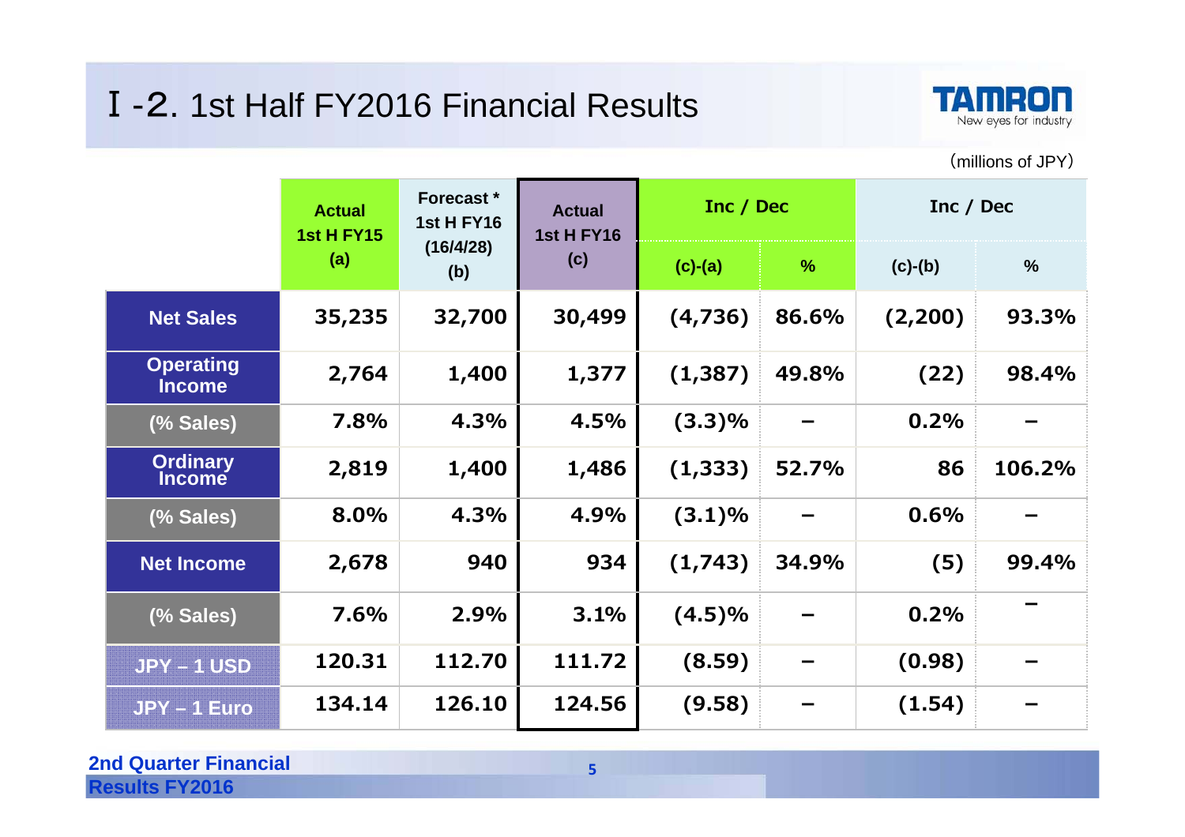# Ⅰ-2. 1st Half FY2016 Financial Results

(millions of JPY)

| | Actual 1st H FY15 (a) | Forecast * 1st H FY16 (16/4/28) (b) | Actual 1st H FY16 (c) | Inc / Dec | | Inc / Dec | |
|---|---|---|---|---|---|---|---|
| | | | | (c)-(a) | % | (c)-(b) | % |
| Net Sales | 35,235 | 32,700 | 30,499 | (4,736) | 86.6% | (2,200) | 93.3% |
| Operating Income | 2,764 | 1,400 | 1,377 | (1,387) | 49.8% | (22) | 98.4% |
| (% Sales) | 7.8% | 4.3% | 4.5% | (3.3)% | – | 0.2% | – |
| Ordinary Income | 2,819 | 1,400 | 1,486 | (1,333) | 52.7% | 86 | 106.2% |
| (% Sales) | 8.0% | 4.3% | 4.9% | (3.1)% | – | 0.6% | – |
| Net Income | 2,678 | 940 | 934 | (1,743) | 34.9% | (5) | 99.4% |
| (% Sales) | 7.6% | 2.9% | 3.1% | (4.5)% | – | 0.2% | – |
| JPY – 1 USD | 120.31 | 112.70 | 111.72 | (8.59) | – | (0.98) | – |
| JPY – 1 Euro | 134.14 | 126.10 | 124.56 | (9.58) | – | (1.54) | – |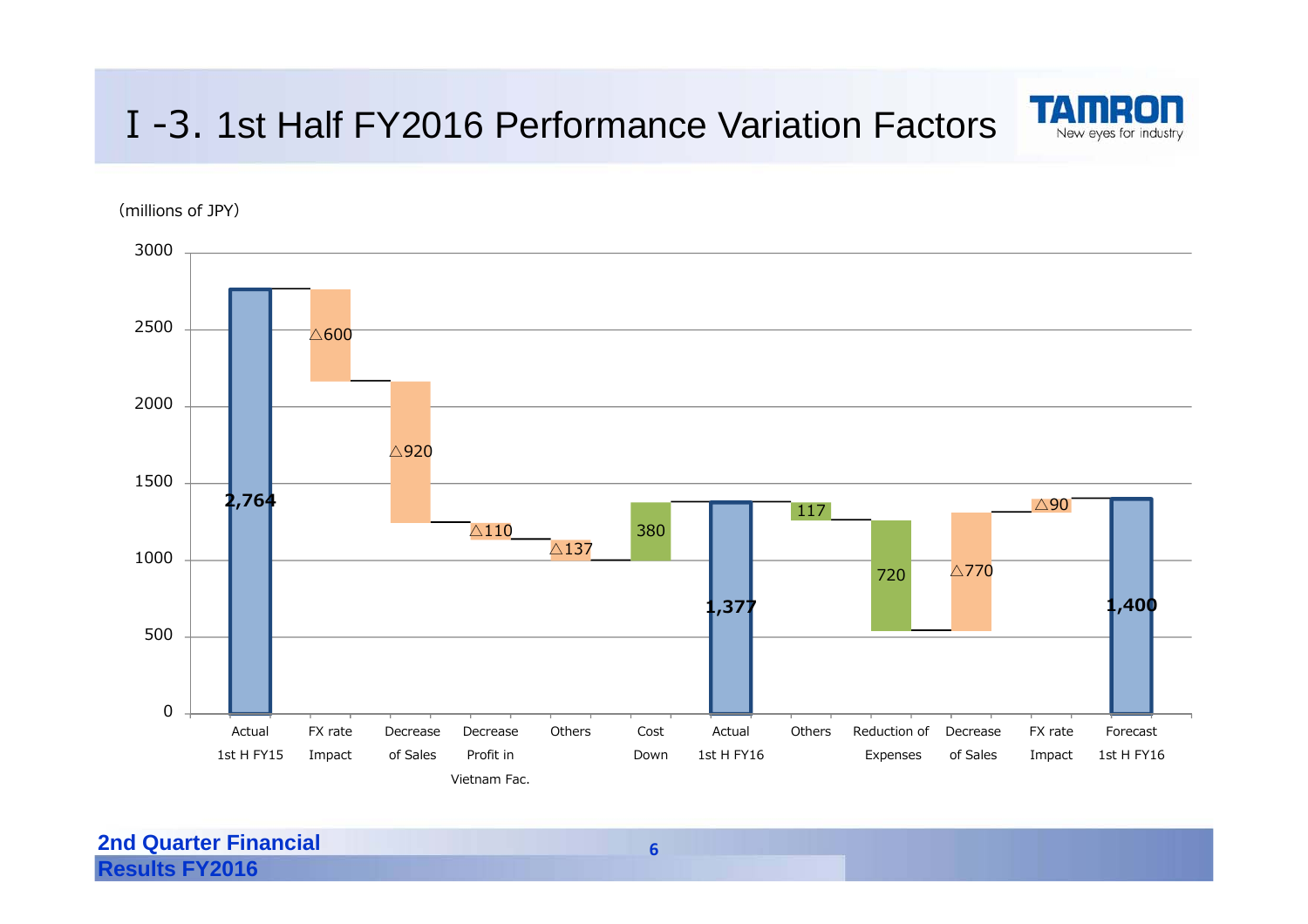# Ⅰ-3. 1st Half FY2016 Performance Variation Factors

(millions of JPY)

| Item | Value |
|---|---|
| Actual 1st H FY15 | 2,764 |
| FX rate Impact | △600 |
| Decrease of Sales | △920 |
| Decrease Profit in Vietnam Fac. | △110 |
| Others | △137 |
| Cost Down | 380 |
| Actual 1st H FY16 | 1,377 |
| Others | 117 |
| Reduction of Expenses | 720 |
| Decrease of Sales | △770 |
| FX rate Impact | △90 |
| Forecast 1st H FY16 | 1,400 |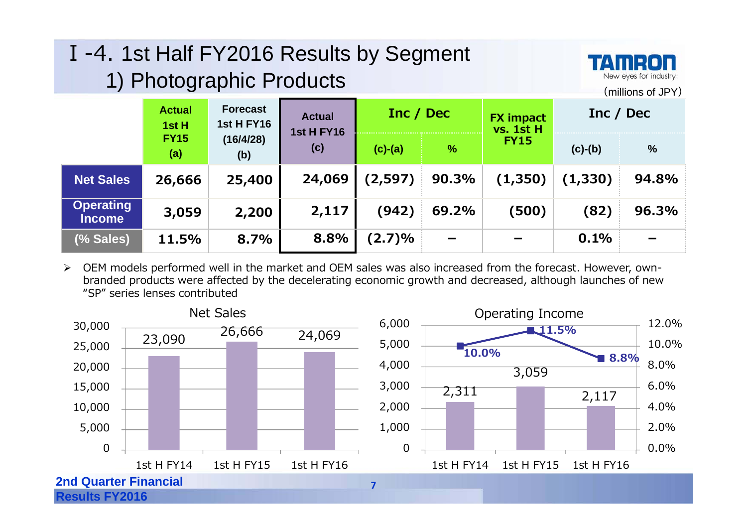# Ⅰ-4. 1st Half FY2016 Results by Segment
## 1) Photographic Products

(millions of JPY)

| | Actual 1st H FY15 (a) | Forecast 1st H FY16 (16/4/28) (b) | Actual 1st H FY16 (c) | Inc / Dec | | FX impact vs. 1st H FY15 | Inc / Dec | |
|---|---|---|---|---|---|---|---|---|
| | | | | (c)-(a) | % | | (c)-(b) | % |
| **Net Sales** | 26,666 | 25,400 | 24,069 | (2,597) | 90.3% | (1,350) | (1,330) | 94.8% |
| **Operating Income** | 3,059 | 2,200 | 2,117 | (942) | 69.2% | (500) | (82) | 96.3% |
| **(% Sales)** | 11.5% | 8.7% | 8.8% | (2.7)% | – | – | 0.1% | – |

- OEM models performed well in the market and OEM sales was also increased from the forecast. However, own-branded products were affected by the decelerating economic growth and decreased, although launches of new "SP" series lenses contributed

**Net Sales**

| | 1st H FY14 | 1st H FY15 | 1st H FY16 |
|---|---|---|---|
| Net Sales | 23,090 | 26,666 | 24,069 |

**Operating Income**

| | 1st H FY14 | 1st H FY15 | 1st H FY16 |
|---|---|---|---|
| Operating Income | 2,311 | 3,059 | 2,117 |
| % Sales | 10.0% | 11.5% | 8.8% |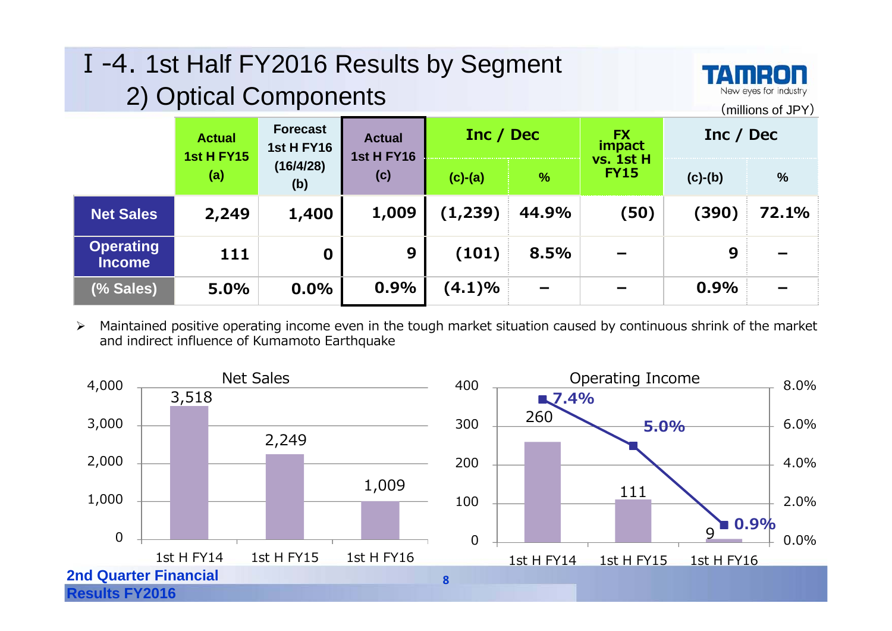# Ⅰ-4. 1st Half FY2016 Results by Segment
## 2) Optical Components

(millions of JPY)

| | Actual 1st H FY15 (a) | Forecast 1st H FY16 (16/4/28) (b) | Actual 1st H FY16 (c) | Inc / Dec (c)-(a) | Inc / Dec % | FX impact vs. 1st H FY15 | Inc / Dec (c)-(b) | Inc / Dec % |
|---|---|---|---|---|---|---|---|---|
| Net Sales | 2,249 | 1,400 | 1,009 | (1,239) | 44.9% | (50) | (390) | 72.1% |
| Operating Income | 111 | 0 | 9 | (101) | 8.5% | – | 9 | – |
| (% Sales) | 5.0% | 0.0% | 0.9% | (4.1)% | – | – | 0.9% | – |

- Maintained positive operating income even in the tough market situation caused by continuous shrink of the market and indirect influence of Kumamoto Earthquake

**Net Sales**

| | 1st H FY14 | 1st H FY15 | 1st H FY16 |
|---|---|---|---|
| Net Sales | 3,518 | 2,249 | 1,009 |

**Operating Income**

| | 1st H FY14 | 1st H FY15 | 1st H FY16 |
|---|---|---|---|
| Operating Income | 260 | 111 | 9 |
| % Sales | 7.4% | 5.0% | 0.9% |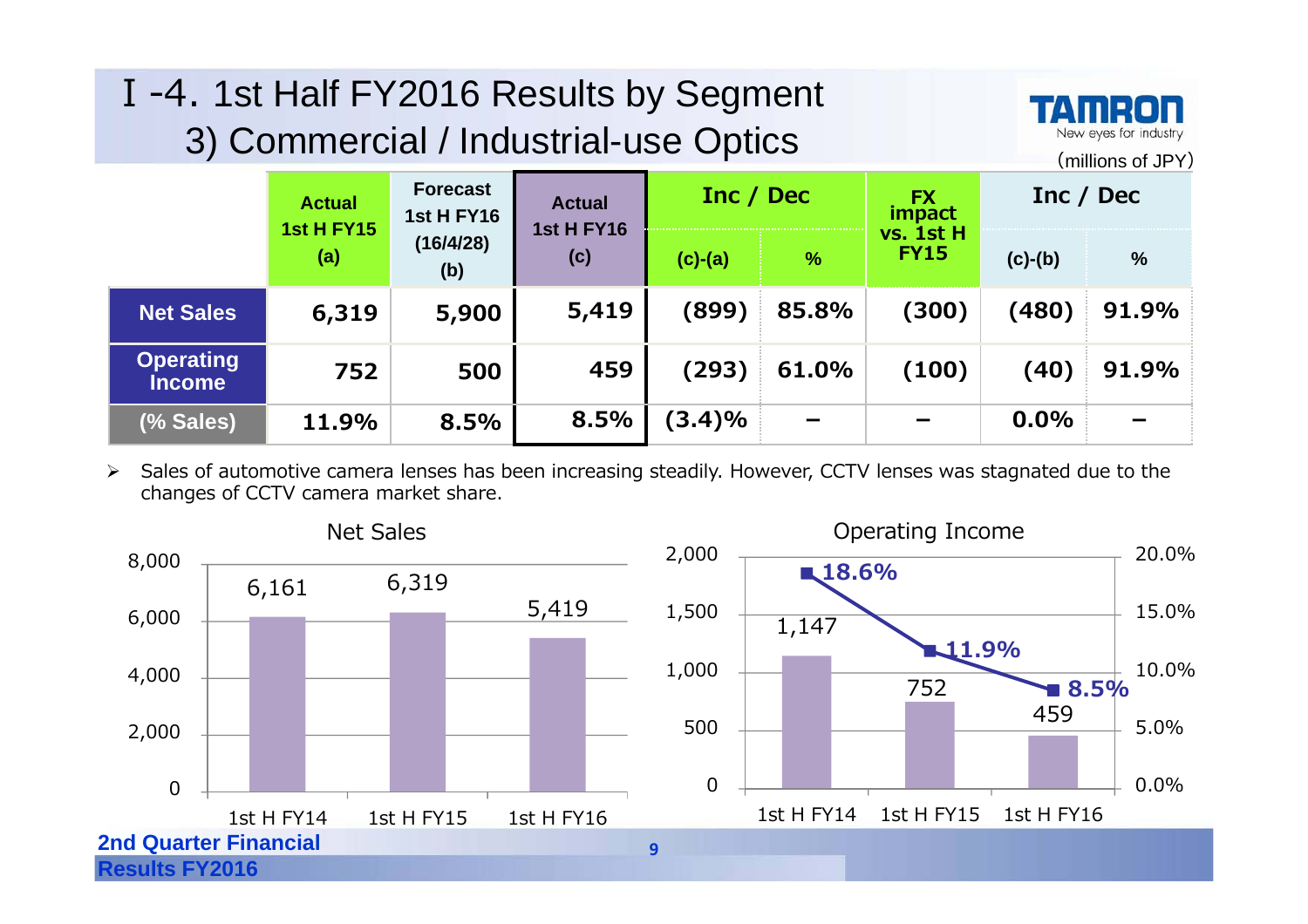# Ⅰ-4. 1st Half FY2016 Results by Segment
## 3) Commercial / Industrial-use Optics

(millions of JPY)

| | Actual 1st H FY15 (a) | Forecast 1st H FY16 (16/4/28) (b) | Actual 1st H FY16 (c) | Inc / Dec (c)-(a) | Inc / Dec % | FX impact vs. 1st H FY15 | Inc / Dec (c)-(b) | Inc / Dec % |
|---|---|---|---|---|---|---|---|---|
| Net Sales | 6,319 | 5,900 | 5,419 | (899) | 85.8% | (300) | (480) | 91.9% |
| Operating Income | 752 | 500 | 459 | (293) | 61.0% | (100) | (40) | 91.9% |
| (% Sales) | 11.9% | 8.5% | 8.5% | (3.4)% | – | – | 0.0% | – |

- Sales of automotive camera lenses has been increasing steadily. However, CCTV lenses was stagnated due to the changes of CCTV camera market share.

**Net Sales**

| | 1st H FY14 | 1st H FY15 | 1st H FY16 |
|---|---|---|---|
| Net Sales | 6,161 | 6,319 | 5,419 |

**Operating Income**

| | 1st H FY14 | 1st H FY15 | 1st H FY16 |
|---|---|---|---|
| Operating Income | 1,147 | 752 | 459 |
| % Sales | 18.6% | 11.9% | 8.5% |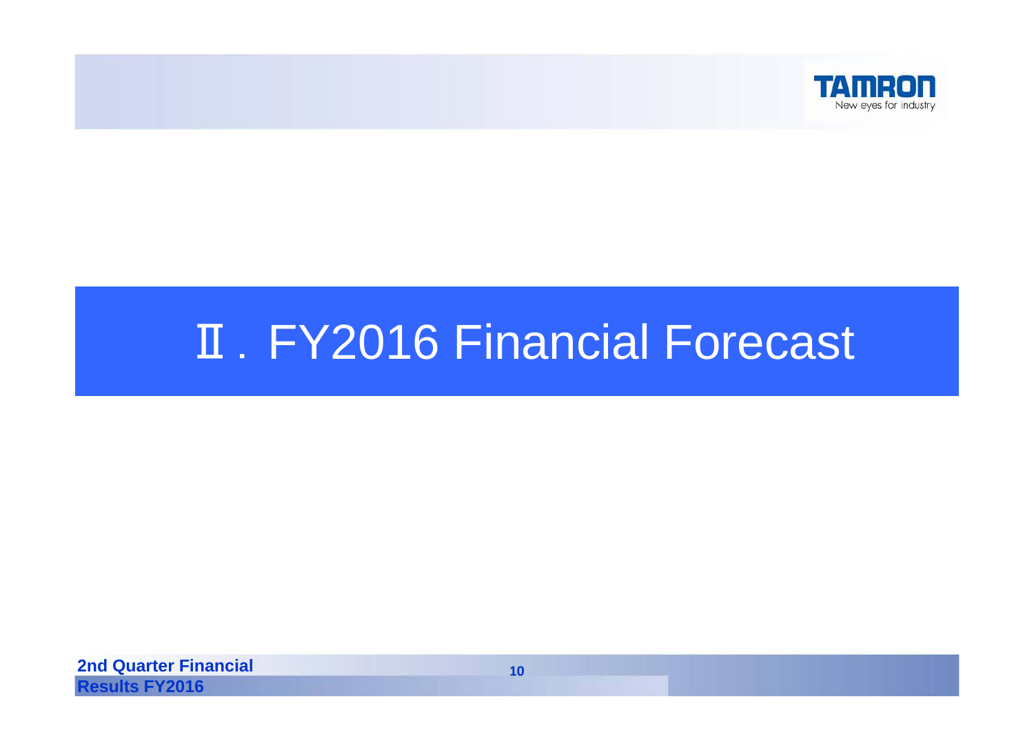# Ⅱ. FY2016 Financial Forecast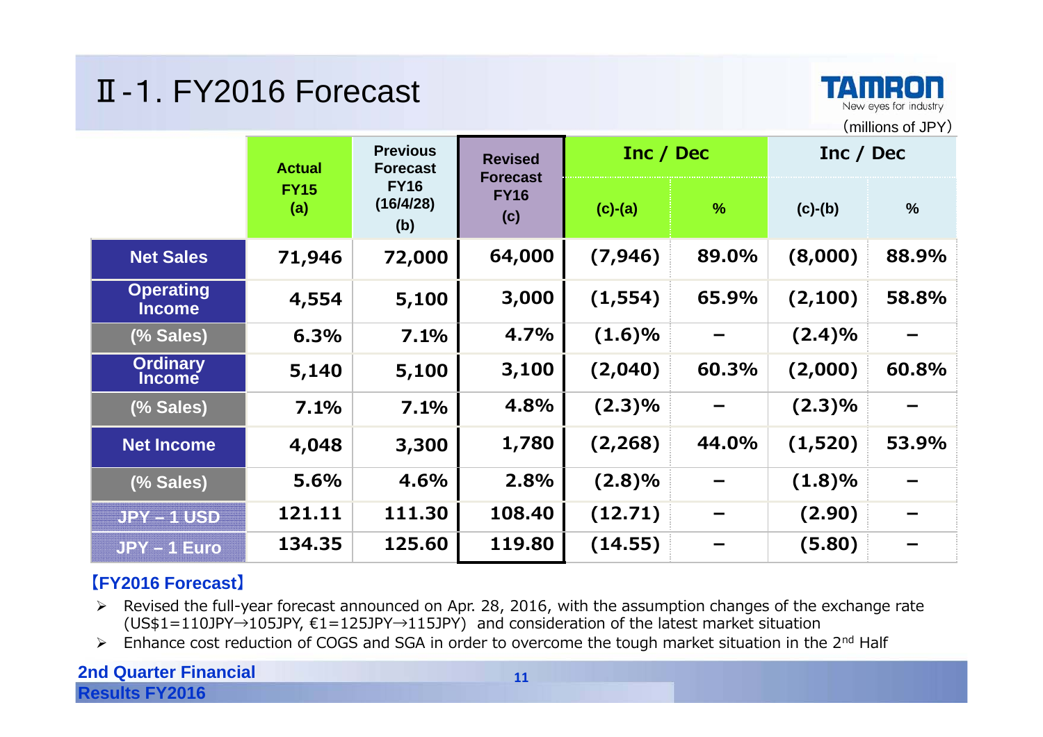# Ⅱ-1. FY2016 Forecast

(millions of JPY)

| | Actual FY15 (a) | Previous Forecast FY16 (16/4/28) (b) | Revised Forecast FY16 (c) | Inc / Dec | | Inc / Dec | |
|---|---|---|---|---|---|---|---|
| | | | | (c)-(a) | % | (c)-(b) | % |
| Net Sales | 71,946 | 72,000 | 64,000 | (7,946) | 89.0% | (8,000) | 88.9% |
| Operating Income | 4,554 | 5,100 | 3,000 | (1,554) | 65.9% | (2,100) | 58.8% |
| (% Sales) | 6.3% | 7.1% | 4.7% | (1.6)% | － | (2.4)% | － |
| Ordinary Income | 5,140 | 5,100 | 3,100 | (2,040) | 60.3% | (2,000) | 60.8% |
| (% Sales) | 7.1% | 7.1% | 4.8% | (2.3)% | － | (2.3)% | － |
| Net Income | 4,048 | 3,300 | 1,780 | (2,268) | 44.0% | (1,520) | 53.9% |
| (% Sales) | 5.6% | 4.6% | 2.8% | (2.8)% | － | (1.8)% | － |
| JPY – 1 USD | 121.11 | 111.30 | 108.40 | (12.71) | － | (2.90) | － |
| JPY – 1 Euro | 134.35 | 125.60 | 119.80 | (14.55) | － | (5.80) | － |

**【FY2016 Forecast】**

- Revised the full-year forecast announced on Apr. 28, 2016, with the assumption changes of the exchange rate (US$1=110JPY→105JPY, €1=125JPY→115JPY) and consideration of the latest market situation
- Enhance cost reduction of COGS and SGA in order to overcome the tough market situation in the 2nd Half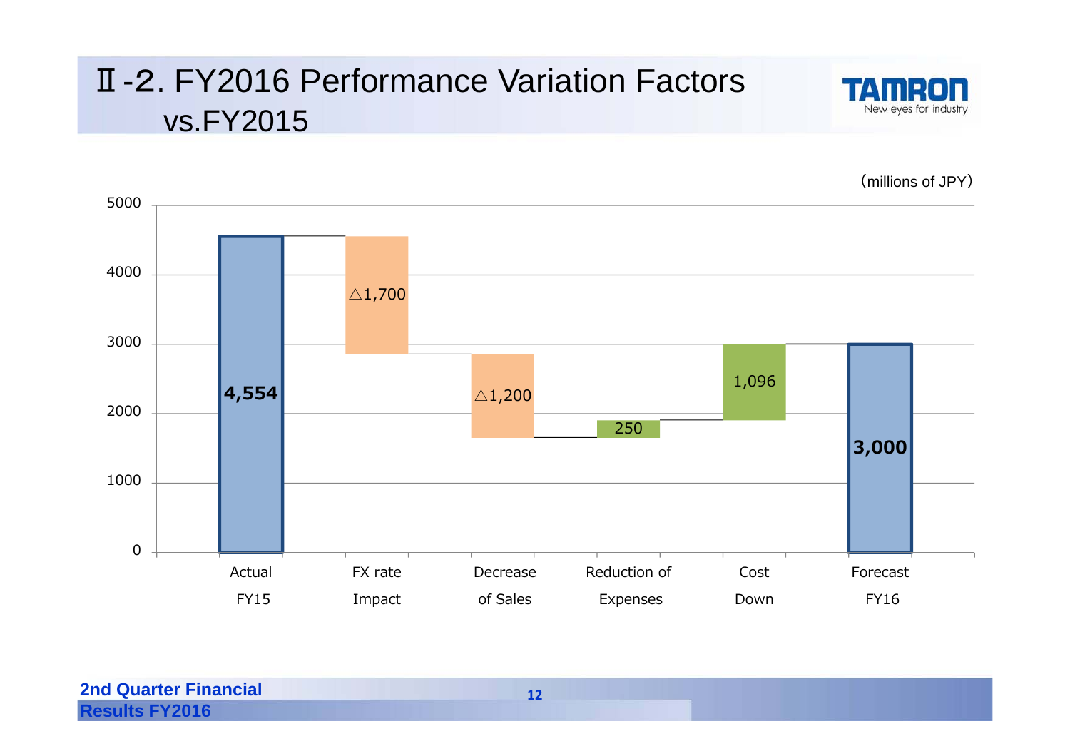# Ⅱ-2. FY2016 Performance Variation Factors vs.FY2015

（millions of JPY）

| | Actual FY15 | FX rate Impact | Decrease of Sales | Reduction of Expenses | Cost Down | Forecast FY16 |
|---|---|---|---|---|---|---|
| Value | 4,554 | △1,700 | △1,200 | 250 | 1,096 | 3,000 |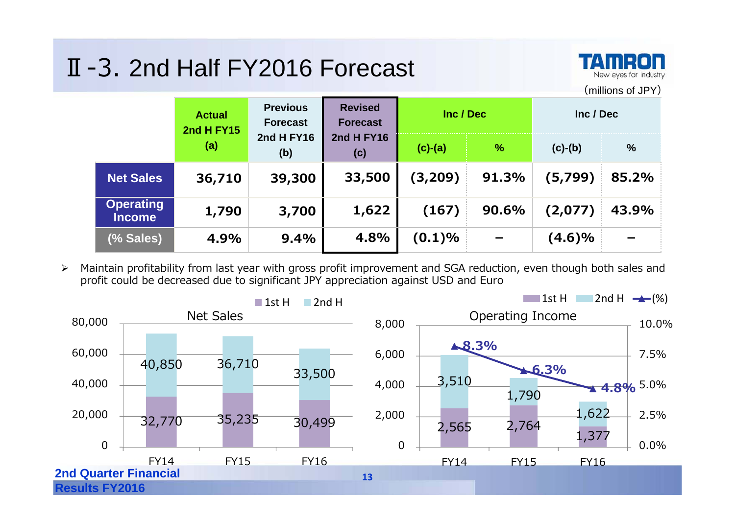# Ⅱ-3. 2nd Half FY2016 Forecast

(millions of JPY)

| | Actual 2nd H FY15 (a) | Previous Forecast 2nd H FY16 (b) | Revised Forecast 2nd H FY16 (c) | Inc / Dec | | Inc / Dec | |
|---|---|---|---|---|---|---|---|
| | | | | (c)-(a) | % | (c)-(b) | % |
| **Net Sales** | 36,710 | 39,300 | 33,500 | (3,209) | 91.3% | (5,799) | 85.2% |
| **Operating Income** | 1,790 | 3,700 | 1,622 | (167) | 90.6% | (2,077) | 43.9% |
| **(% Sales)** | 4.9% | 9.4% | 4.8% | (0.1)% | − | (4.6)% | − |

- Maintain profitability from last year with gross profit improvement and SGA reduction, even though both sales and profit could be decreased due to significant JPY appreciation against USD and Euro

**Net Sales**

| | FY14 | FY15 | FY16 |
|---|---|---|---|
| 1st H | 32,770 | 35,235 | 30,499 |
| 2nd H | 40,850 | 36,710 | 33,500 |

**Operating Income**

| | FY14 | FY15 | FY16 |
|---|---|---|---|
| 1st H | 2,565 | 2,764 | 1,377 |
| 2nd H | 3,510 | 1,790 | 1,622 |
| (%) | 8.3% | 6.3% | 4.8% |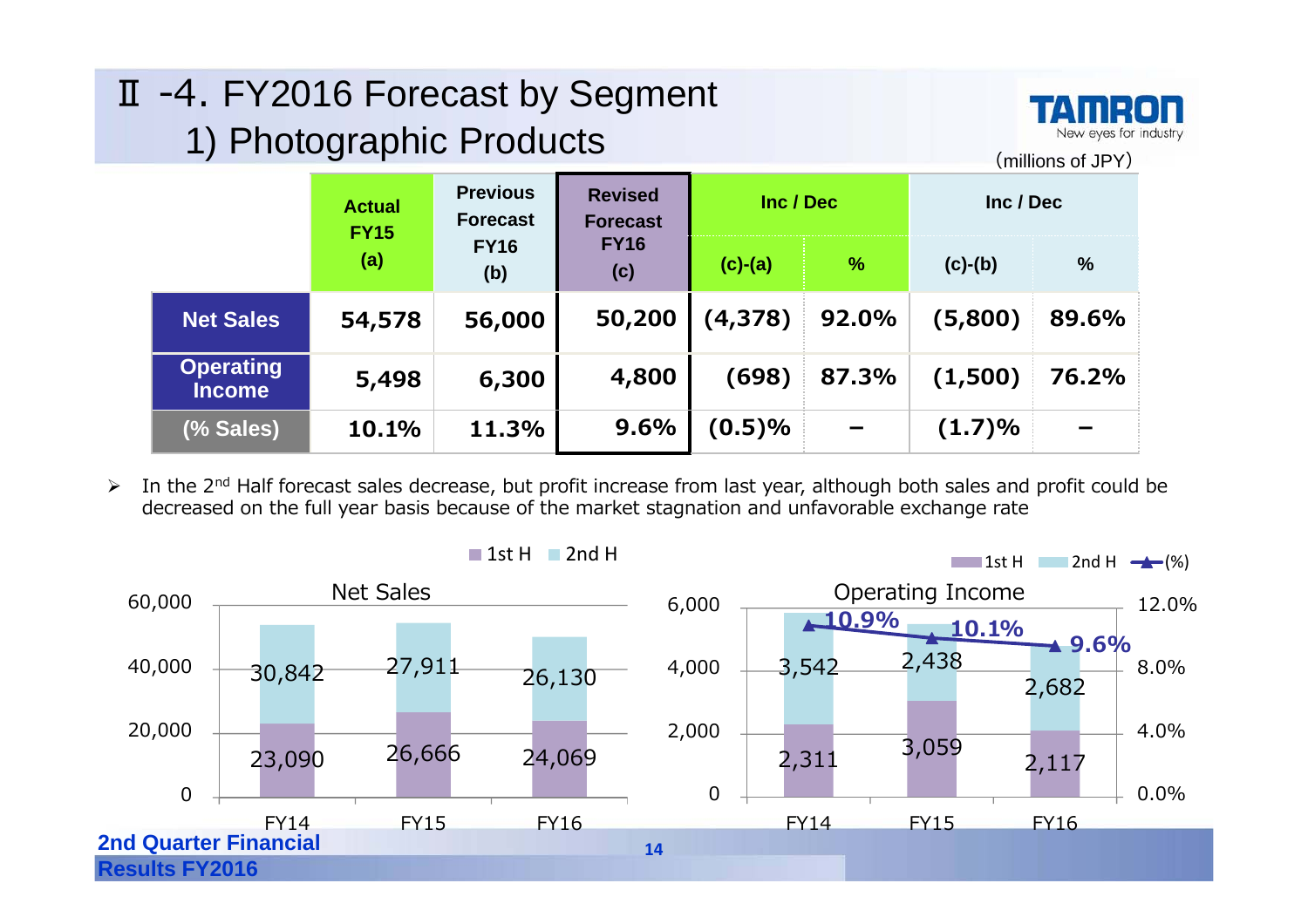# Ⅱ -4. FY2016 Forecast by Segment
## 1) Photographic Products

(millions of JPY)

| | Actual FY15 (a) | Previous Forecast FY16 (b) | Revised Forecast FY16 (c) | Inc / Dec | | Inc / Dec | |
|---|---|---|---|---|---|---|---|
| | | | | (c)-(a) | % | (c)-(b) | % |
| Net Sales | 54,578 | 56,000 | 50,200 | (4,378) | 92.0% | (5,800) | 89.6% |
| Operating Income | 5,498 | 6,300 | 4,800 | (698) | 87.3% | (1,500) | 76.2% |
| (% Sales) | 10.1% | 11.3% | 9.6% | (0.5)% | – | (1.7)% | – |

- In the 2nd Half forecast sales decrease, but profit increase from last year, although both sales and profit could be decreased on the full year basis because of the market stagnation and unfavorable exchange rate

**Net Sales**

| | FY14 | FY15 | FY16 |
|---|---|---|---|
| 1st H | 23,090 | 26,666 | 24,069 |
| 2nd H | 30,842 | 27,911 | 26,130 |

**Operating Income**

| | FY14 | FY15 | FY16 |
|---|---|---|---|
| 1st H | 2,311 | 3,059 | 2,117 |
| 2nd H | 3,542 | 2,438 | 2,682 |
| (%) | 10.9% | 10.1% | 9.6% |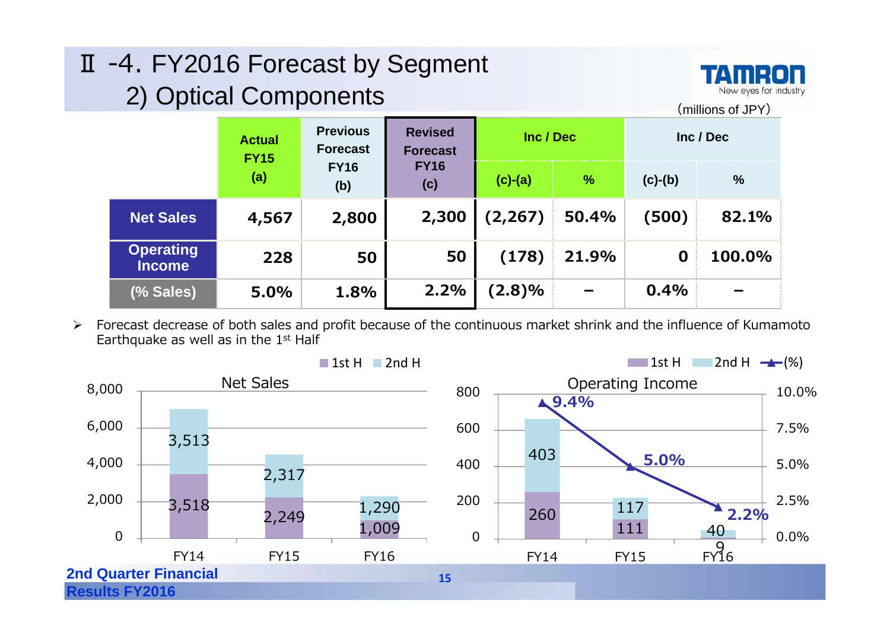# Ⅱ-4. FY2016 Forecast by Segment
## 2) Optical Components

(millions of JPY)

| | Actual FY15 (a) | Previous Forecast FY16 (b) | Revised Forecast FY16 (c) | Inc / Dec | | Inc / Dec | |
|---|---|---|---|---|---|---|---|
| | | | | (c)-(a) | % | (c)-(b) | % |
| **Net Sales** | 4,567 | 2,800 | 2,300 | (2,267) | 50.4% | (500) | 82.1% |
| **Operating Income** | 228 | 50 | 50 | (178) | 21.9% | 0 | 100.0% |
| **(% Sales)** | 5.0% | 1.8% | 2.2% | (2.8)% | – | 0.4% | – |

- Forecast decrease of both sales and profit because of the continuous market shrink and the influence of Kumamoto Earthquake as well as in the 1st Half

**Net Sales**

| | 1st H | 2nd H |
|---|---|---|
| FY14 | 3,518 | 3,513 |
| FY15 | 2,249 | 2,317 |
| FY16 | 1,009 | 1,290 |

**Operating Income**

| | 1st H | 2nd H | (%) |
|---|---|---|---|
| FY14 | 260 | 403 | 9.4% |
| FY15 | 111 | 117 | 5.0% |
| FY16 | 9 | 40 | 2.2% |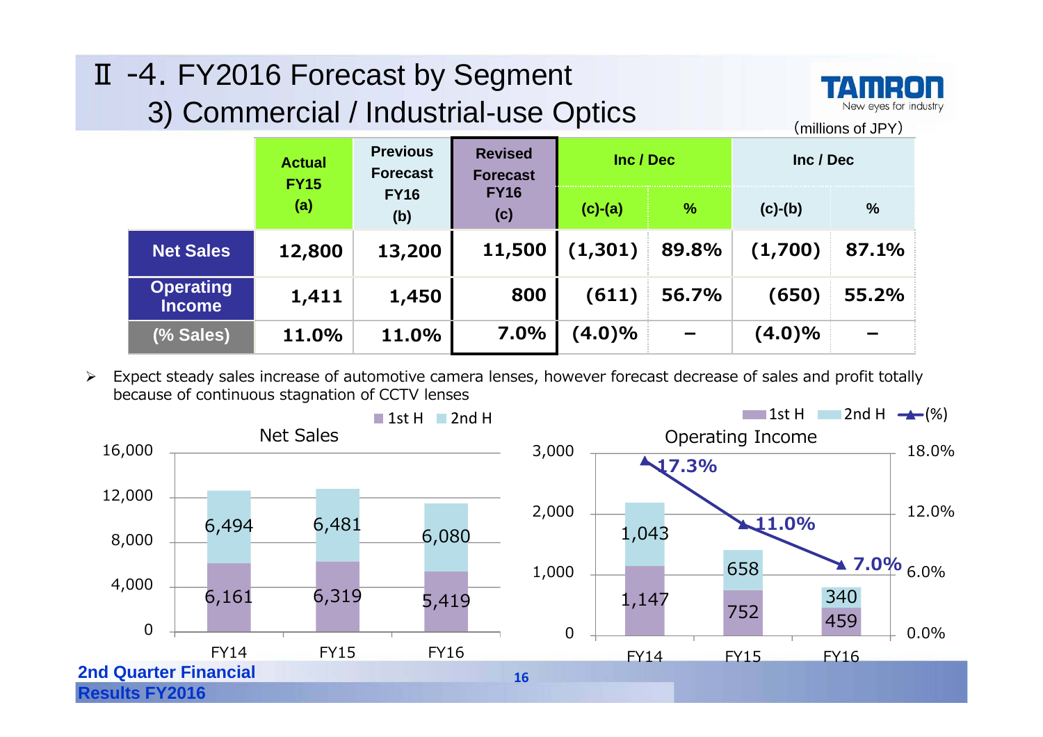# Ⅱ-4. FY2016 Forecast by Segment

## 3) Commercial / Industrial-use Optics

(millions of JPY)

| | Actual FY15 (a) | Previous Forecast FY16 (b) | Revised Forecast FY16 (c) | Inc / Dec (c)-(a) | % | Inc / Dec (c)-(b) | % |
|---|---|---|---|---|---|---|---|
| Net Sales | 12,800 | 13,200 | 11,500 | (1,301) | 89.8% | (1,700) | 87.1% |
| Operating Income | 1,411 | 1,450 | 800 | (611) | 56.7% | (650) | 55.2% |
| (% Sales) | 11.0% | 11.0% | 7.0% | (4.0)% | – | (4.0)% | – |

- Expect steady sales increase of automotive camera lenses, however forecast decrease of sales and profit totally because of continuous stagnation of CCTV lenses

**Net Sales**

| | FY14 | FY15 | FY16 |
|---|---|---|---|
| 1st H | 6,161 | 6,319 | 5,419 |
| 2nd H | 6,494 | 6,481 | 6,080 |

**Operating Income**

| | FY14 | FY15 | FY16 |
|---|---|---|---|
| 1st H | 1,147 | 752 | 459 |
| 2nd H | 1,043 | 658 | 340 |
| (%) | 17.3% | 11.0% | 7.0% |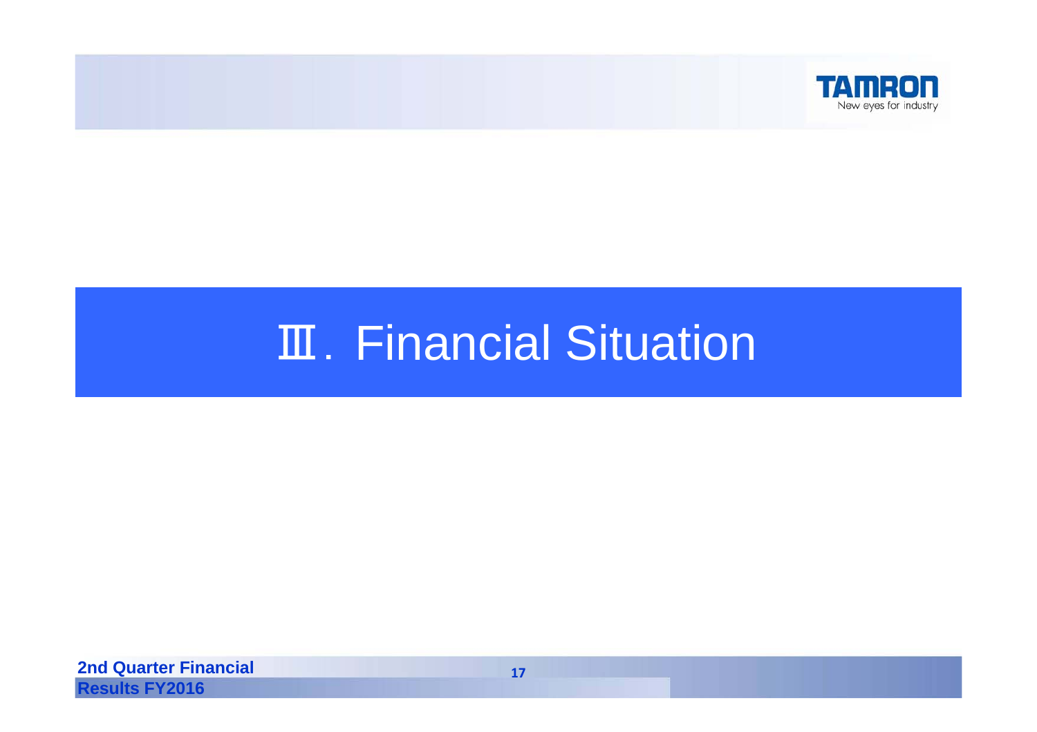# Ⅲ. Financial Situation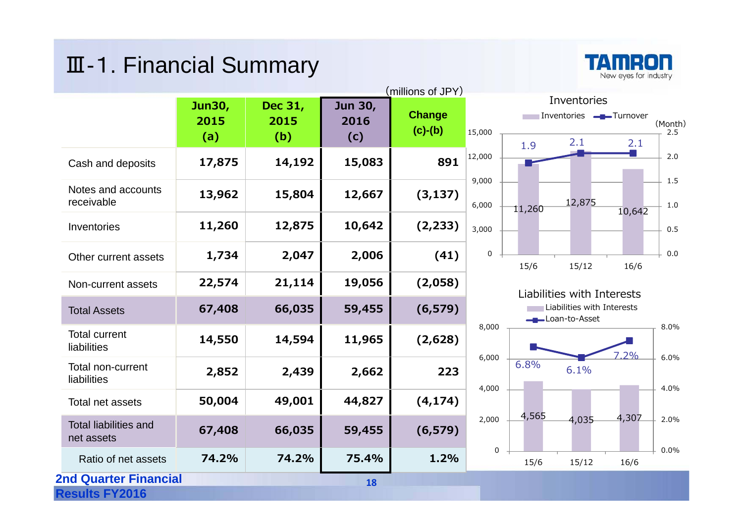# Ⅲ-1. Financial Summary

(millions of JPY)

| | Jun30, 2015 (a) | Dec 31, 2015 (b) | Jun 30, 2016 (c) | Change (c)-(b) |
|---|---|---|---|---|
| Cash and deposits | 17,875 | 14,192 | 15,083 | 891 |
| Notes and accounts receivable | 13,962 | 15,804 | 12,667 | (3,137) |
| Inventories | 11,260 | 12,875 | 10,642 | (2,233) |
| Other current assets | 1,734 | 2,047 | 2,006 | (41) |
| Non-current assets | 22,574 | 21,114 | 19,056 | (2,058) |
| Total Assets | 67,408 | 66,035 | 59,455 | (6,579) |
| Total current liabilities | 14,550 | 14,594 | 11,965 | (2,628) |
| Total non-current liabilities | 2,852 | 2,439 | 2,662 | 223 |
| Total net assets | 50,004 | 49,001 | 44,827 | (4,174) |
| Total liabilities and net assets | 67,408 | 66,035 | 59,455 | (6,579) |
| Ratio of net assets | 74.2% | 74.2% | 75.4% | 1.2% |

**Inventories**

| | 15/6 | 15/12 | 16/6 |
|---|---|---|---|
| Inventories | 11,260 | 12,875 | 10,642 |
| Turnover (Month) | 1.9 | 2.1 | 2.1 |

**Liabilities with Interests**

| | 15/6 | 15/12 | 16/6 |
|---|---|---|---|
| Liabilities with Interests | 4,565 | 4,035 | 4,307 |
| Loan-to-Asset | 6.8% | 6.1% | 7.2% |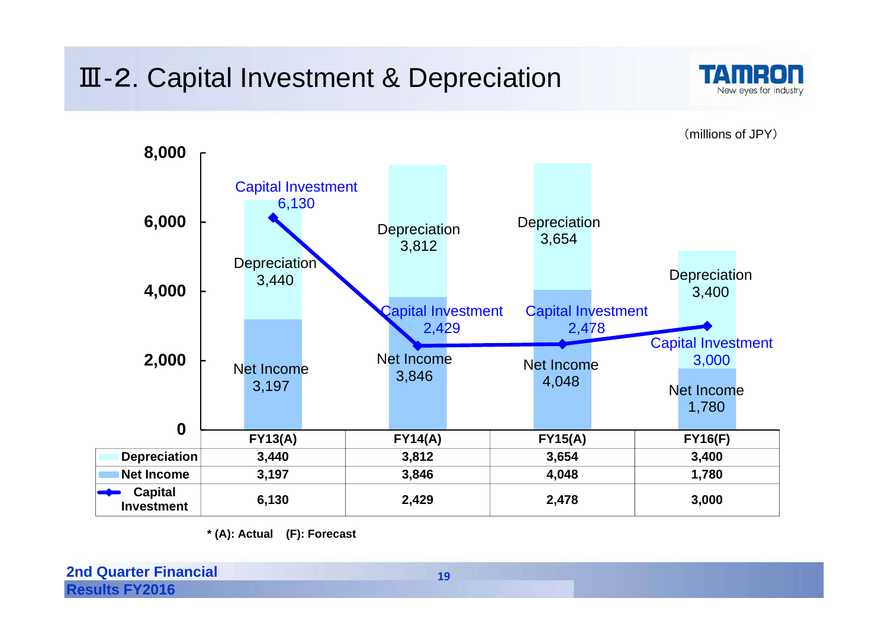# Ⅲ-2. Capital Investment & Depreciation

（millions of JPY）

| | FY13(A) | FY14(A) | FY15(A) | FY16(F) |
|---|---|---|---|---|
| Depreciation | 3,440 | 3,812 | 3,654 | 3,400 |
| Net Income | 3,197 | 3,846 | 4,048 | 1,780 |
| Capital Investment | 6,130 | 2,429 | 2,478 | 3,000 |

**\* (A): Actual　(F): Forecast**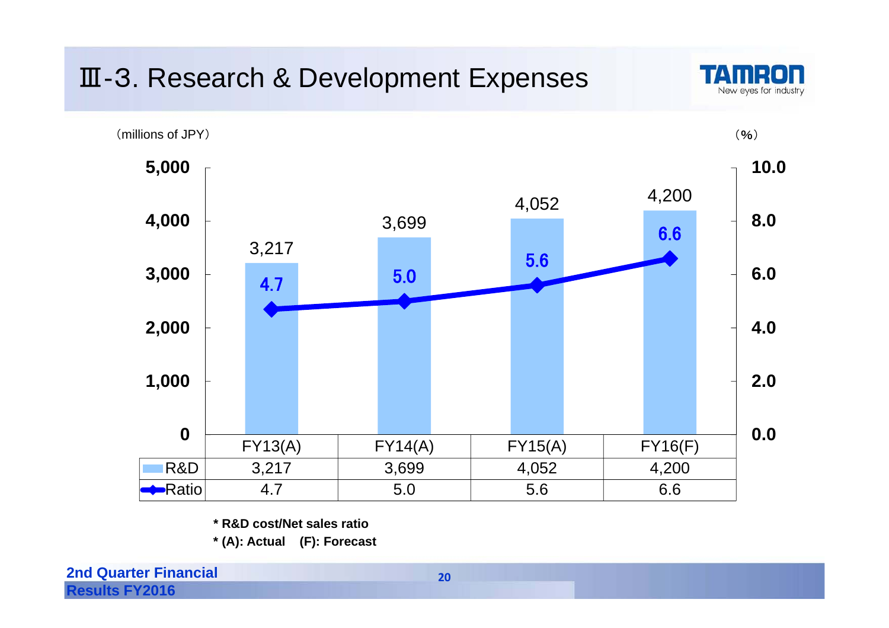# Ⅲ-3. Research & Development Expenses

(millions of JPY) (%)

| | FY13(A) | FY14(A) | FY15(A) | FY16(F) |
|---|---|---|---|---|
| R&D | 3,217 | 3,699 | 4,052 | 4,200 |
| Ratio | 4.7 | 5.0 | 5.6 | 6.6 |

**\* R&D cost/Net sales ratio**

**\* (A): Actual (F): Forecast**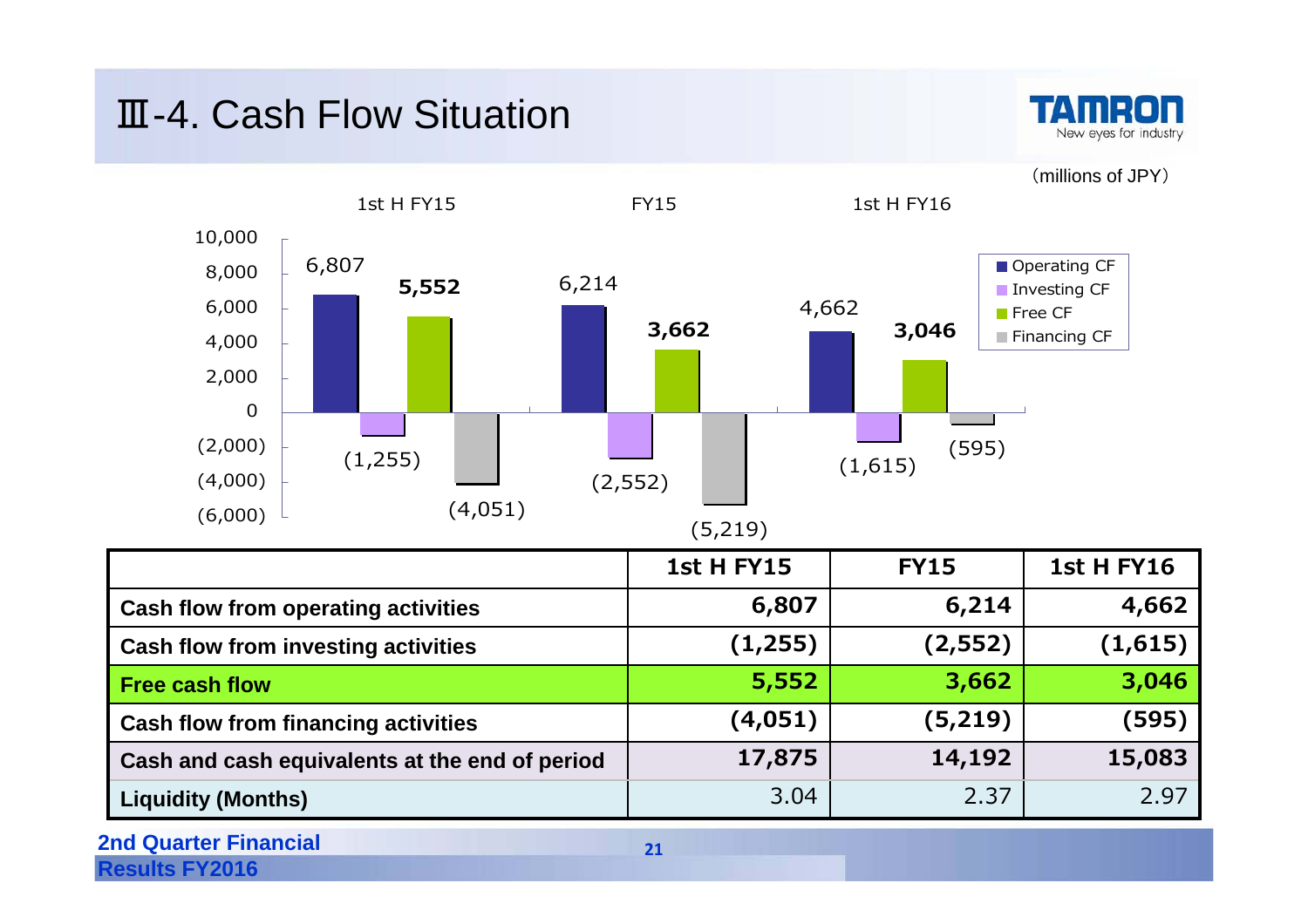# Ⅲ-4. Cash Flow Situation

(millions of JPY)

| | 1st H FY15 | FY15 | 1st H FY16 |
|---|---|---|---|
| Cash flow from operating activities | 6,807 | 6,214 | 4,662 |
| Cash flow from investing activities | (1,255) | (2,552) | (1,615) |
| Free cash flow | 5,552 | 3,662 | 3,046 |
| Cash flow from financing activities | (4,051) | (5,219) | (595) |
| Cash and cash equivalents at the end of period | 17,875 | 14,192 | 15,083 |
| Liquidity (Months) | 3.04 | 2.37 | 2.97 |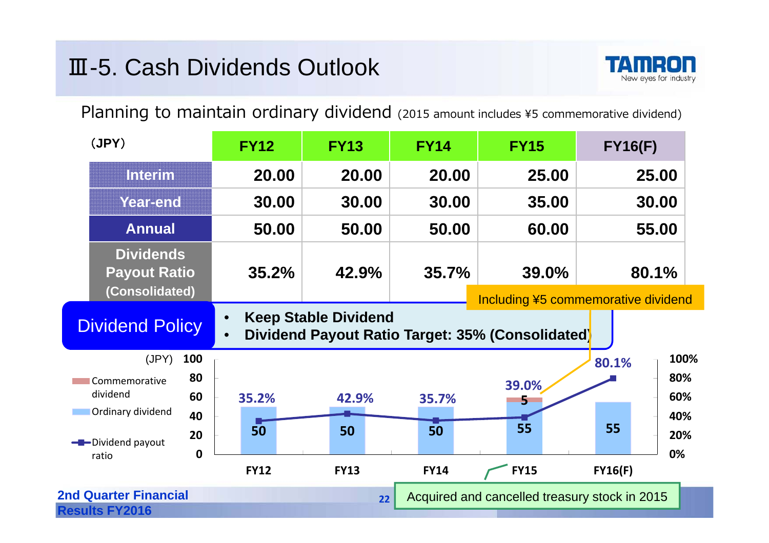# Ⅲ-5. Cash Dividends Outlook

Planning to maintain ordinary dividend (2015 amount includes ¥5 commemorative dividend)

| (JPY) | FY12 | FY13 | FY14 | FY15 | FY16(F) |
|---|---|---|---|---|---|
| Interim | 20.00 | 20.00 | 20.00 | 25.00 | 25.00 |
| Year-end | 30.00 | 30.00 | 30.00 | 35.00 | 30.00 |
| Annual | 50.00 | 50.00 | 50.00 | 60.00 | 55.00 |
| Dividends Payout Ratio (Consolidated) | 35.2% | 42.9% | 35.7% | 39.0% | 80.1% |

Including ¥5 commemorative dividend

**Dividend Policy**

- **Keep Stable Dividend**
- **Dividend Payout Ratio Target: 35% (Consolidated)**

| (JPY) | FY12 | FY13 | FY14 | FY15 | FY16(F) |
|---|---|---|---|---|---|
| Ordinary dividend | 50 | 50 | 50 | 55 | 55 |
| Commemorative dividend | | | | 5 | |
| Dividend payout ratio | 35.2% | 42.9% | 35.7% | 39.0% | 80.1% |

Acquired and cancelled treasury stock in 2015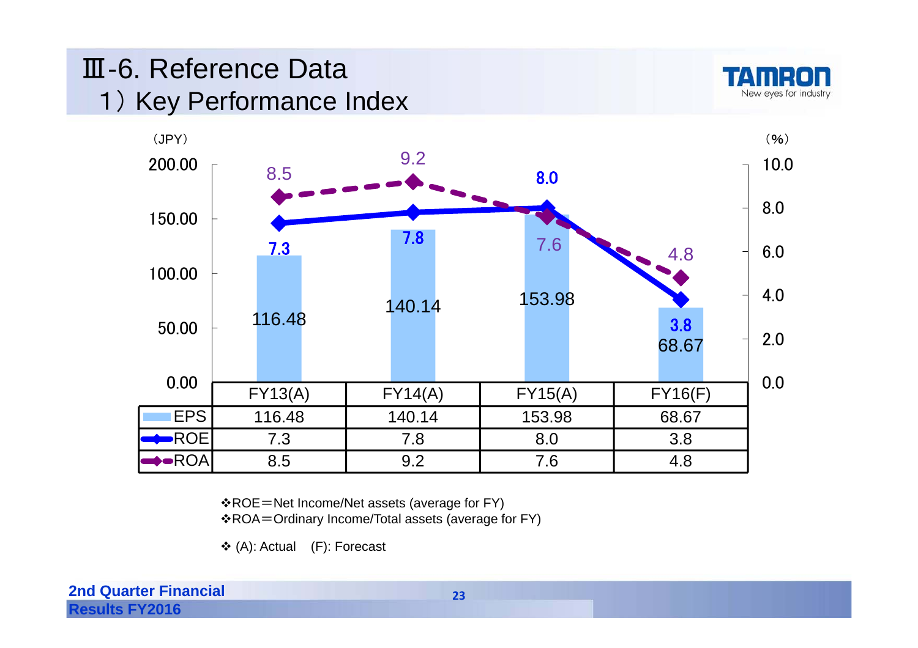# Ⅲ-6. Reference Data

## 1）Key Performance Index

（JPY） （%）

|  | FY13(A) | FY14(A) | FY15(A) | FY16(F) |
|---|---|---|---|---|
| EPS | 116.48 | 140.14 | 153.98 | 68.67 |
| ROE | 7.3 | 7.8 | 8.0 | 3.8 |
| ROA | 8.5 | 9.2 | 7.6 | 4.8 |

❖ROE＝Net Income/Net assets (average for FY)
❖ROA＝Ordinary Income/Total assets (average for FY)

❖ (A): Actual (F): Forecast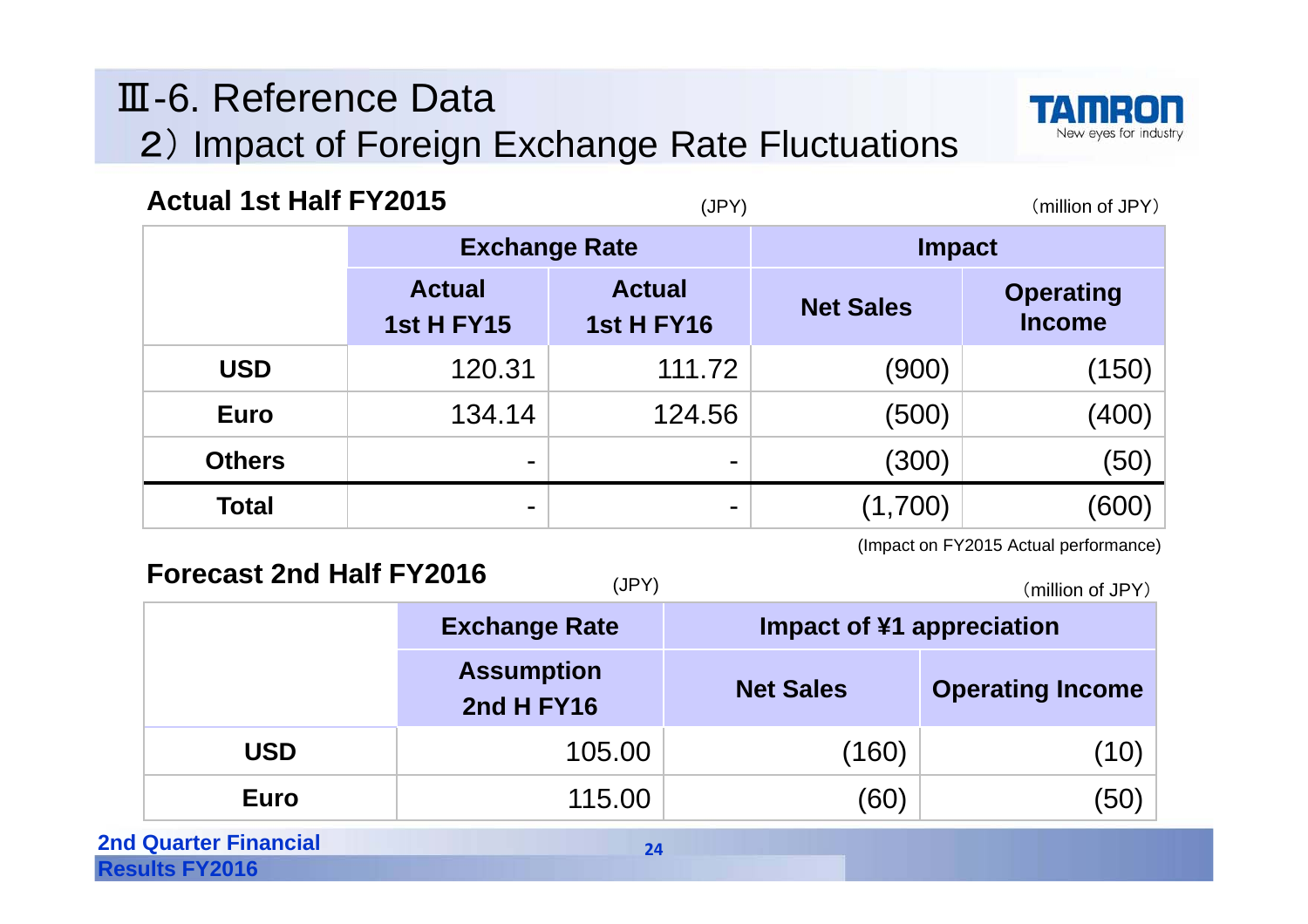# Ⅲ-6. Reference Data

## 2）Impact of Foreign Exchange Rate Fluctuations

### Actual 1st Half FY2015

(JPY) （million of JPY）

| | Exchange Rate | | Impact | |
|---|---|---|---|---|
| | Actual 1st H FY15 | Actual 1st H FY16 | Net Sales | Operating Income |
| **USD** | 120.31 | 111.72 | (900) | (150) |
| **Euro** | 134.14 | 124.56 | (500) | (400) |
| **Others** | - | - | (300) | (50) |
| **Total** | - | - | (1,700) | (600) |

(Impact on FY2015 Actual performance)

### Forecast 2nd Half FY2016

(JPY) （million of JPY）

| | Exchange Rate | Impact of ¥1 appreciation | |
|---|---|---|---|
| | Assumption 2nd H FY16 | Net Sales | Operating Income |
| **USD** | 105.00 | (160) | (10) |
| **Euro** | 115.00 | (60) | (50) |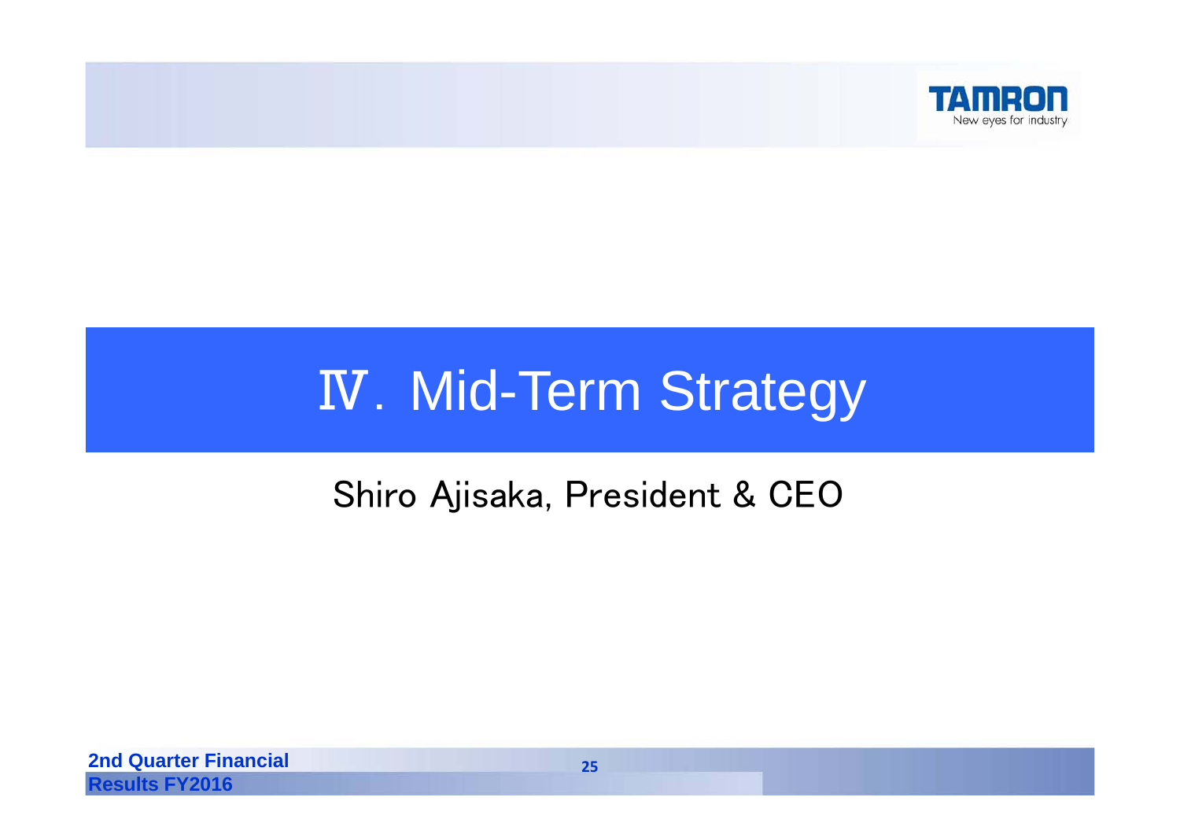# Ⅳ. Mid-Term Strategy

Shiro Ajisaka, President & CEO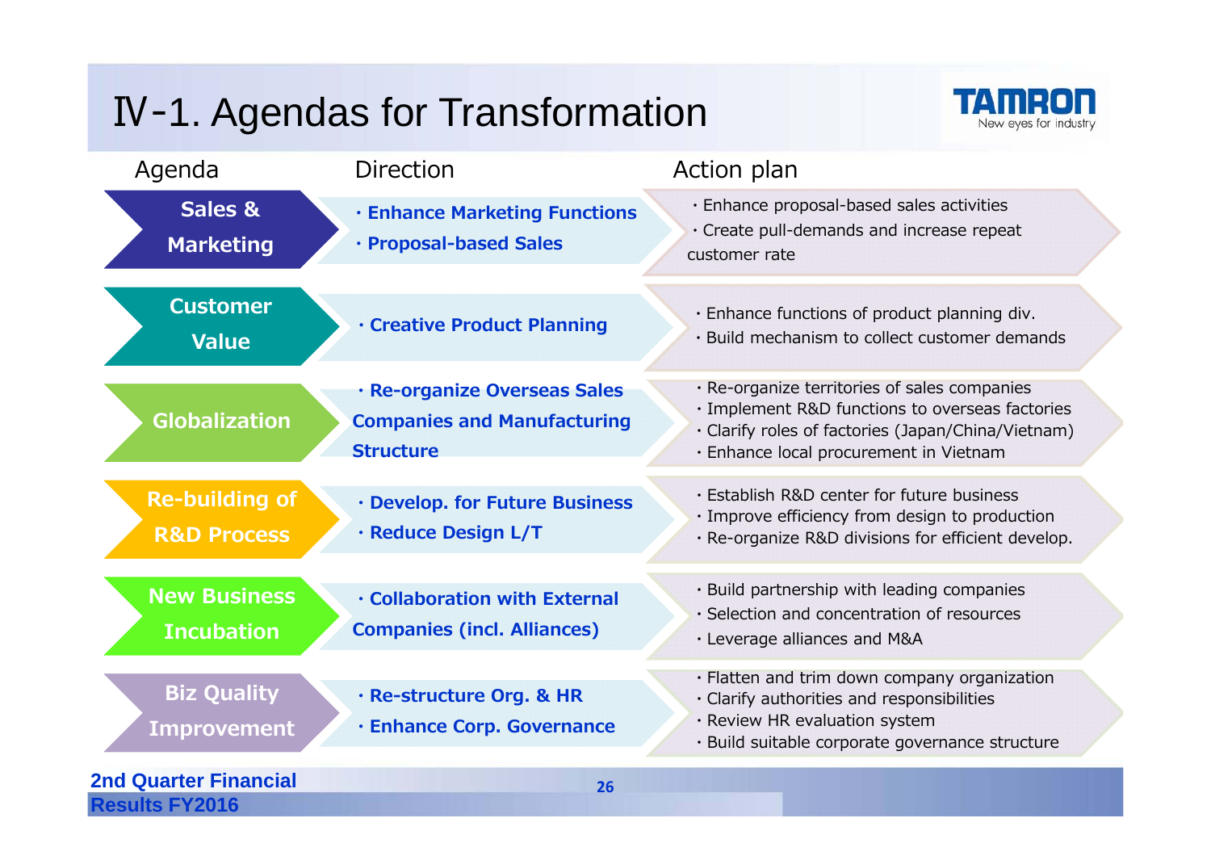# Ⅳ-1. Agendas for Transformation

| Agenda | Direction | Action plan |
| --- | --- | --- |
| **Sales & Marketing** | **・Enhance Marketing Functions**<br>**・Proposal-based Sales** | ・Enhance proposal-based sales activities<br>・Create pull-demands and increase repeat customer rate |
| **Customer Value** | **・Creative Product Planning** | ・Enhance functions of product planning div.<br>・Build mechanism to collect customer demands |
| **Globalization** | **・Re-organize Overseas Sales Companies and Manufacturing Structure** | ・Re-organize territories of sales companies<br>・Implement R&D functions to overseas factories<br>・Clarify roles of factories (Japan/China/Vietnam)<br>・Enhance local procurement in Vietnam |
| **Re-building of R&D Process** | **・Develop. for Future Business**<br>**・Reduce Design L/T** | ・Establish R&D center for future business<br>・Improve efficiency from design to production<br>・Re-organize R&D divisions for efficient develop. |
| **New Business Incubation** | **・Collaboration with External Companies (incl. Alliances)** | ・Build partnership with leading companies<br>・Selection and concentration of resources<br>・Leverage alliances and M&A |
| **Biz Quality Improvement** | **・Re-structure Org. & HR**<br>**・Enhance Corp. Governance** | ・Flatten and trim down company organization<br>・Clarify authorities and responsibilities<br>・Review HR evaluation system<br>・Build suitable corporate governance structure |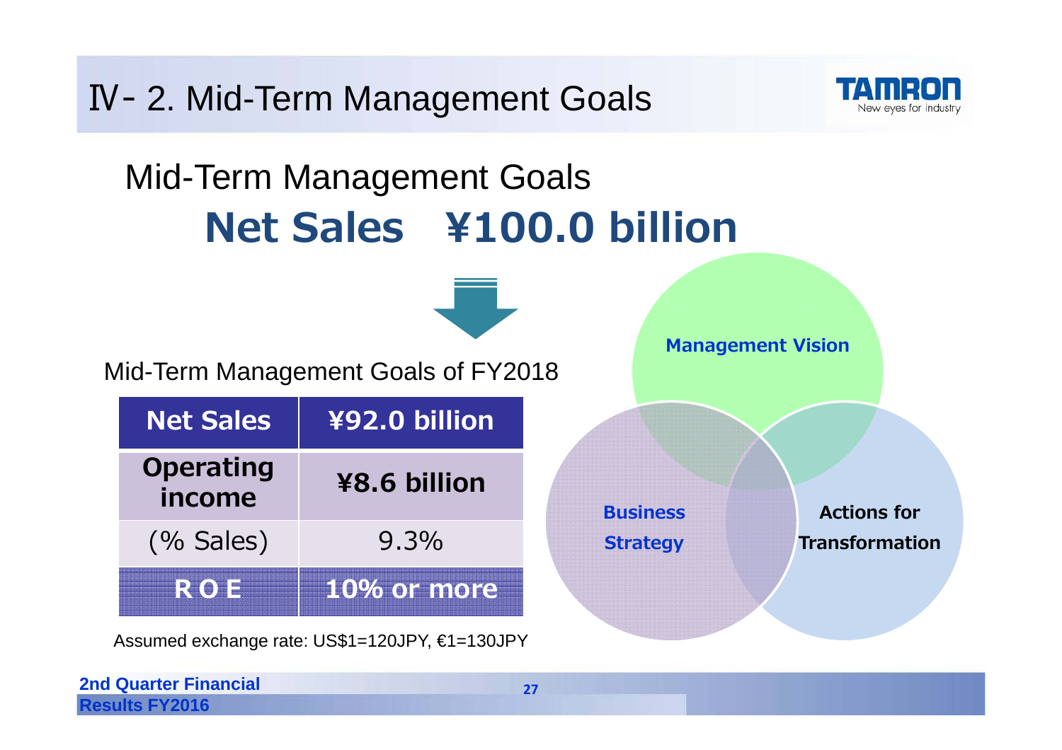# Ⅳ- 2. Mid-Term Management Goals

## Mid-Term Management Goals

## Net Sales ¥100.0 billion

Mid-Term Management Goals of FY2018

| Net Sales | ¥92.0 billion |
|---|---|
| Operating income | ¥8.6 billion |
| (% Sales) | 9.3% |
| ROE | 10% or more |

Assumed exchange rate: US$1=120JPY, €1=130JPY

Management Vision

Business Strategy

Actions for Transformation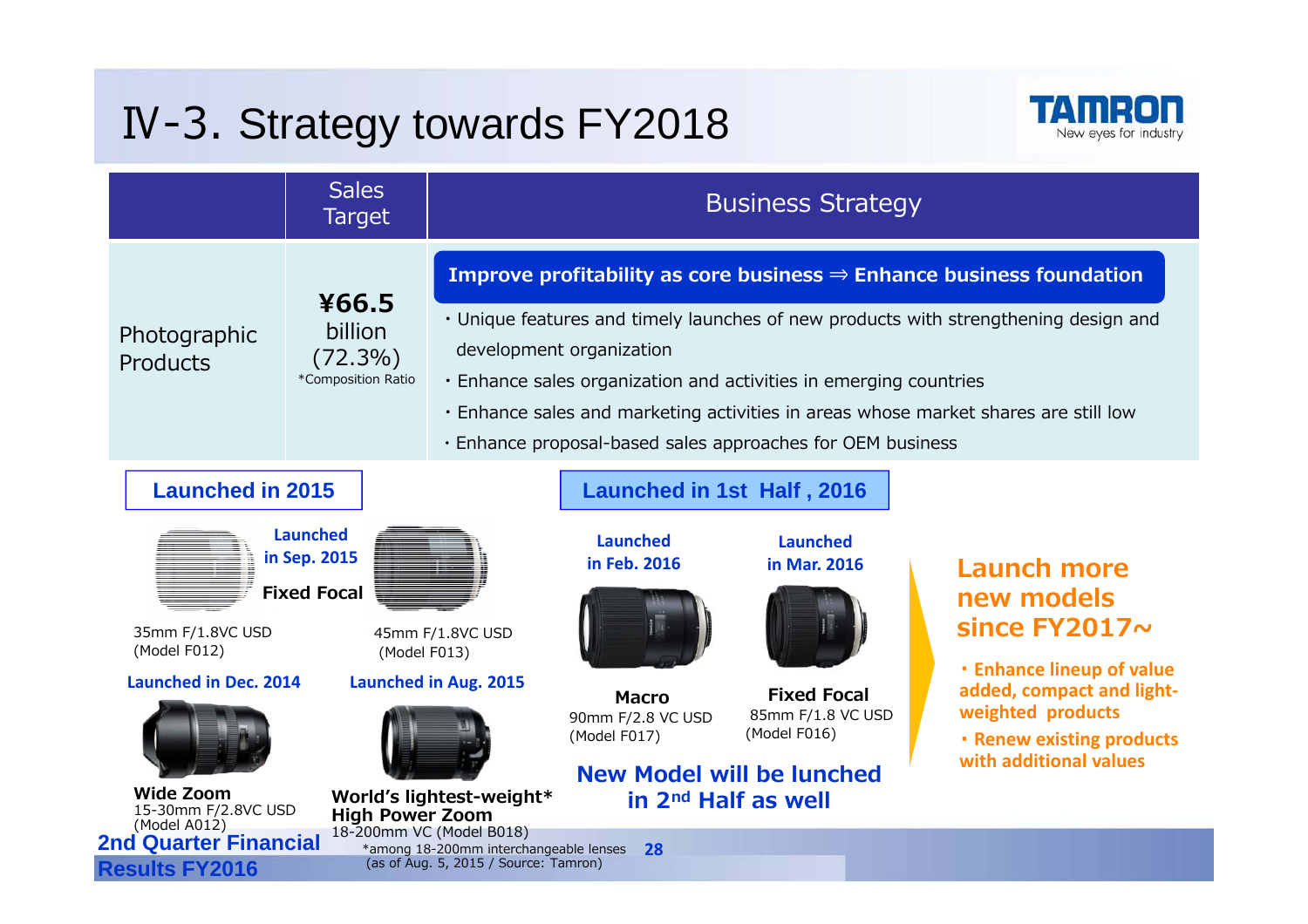# Ⅳ-3. Strategy towards FY2018

| | Sales Target | Business Strategy |
|---|---|---|
| Photographic Products | **¥66.5** billion (72.3%) *Composition Ratio | **Improve profitability as core business ⇒ Enhance business foundation**<br>・Unique features and timely launches of new products with strengthening design and development organization<br>・Enhance sales organization and activities in emerging countries<br>・Enhance sales and marketing activities in areas whose market shares are still low<br>・Enhance proposal-based sales approaches for OEM business |

## Launched in 2015

**Launched in Sep. 2015**

**Fixed Focal**

35mm F/1.8VC USD (Model F012)

45mm F/1.8VC USD (Model F013)

**Launched in Dec. 2014**

**Wide Zoom**
15-30mm F/2.8VC USD (Model A012)

**Launched in Aug. 2015**

**World's lightest-weight* High Power Zoom**
18-200mm VC (Model B018)

*among 18-200mm interchangeable lenses (as of Aug. 5, 2015 / Source: Tamron)

## Launched in 1st Half , 2016

**Launched in Feb. 2016**

**Macro**
90mm F/2.8 VC USD (Model F017)

**Launched in Mar. 2016**

**Fixed Focal**
85mm F/1.8 VC USD (Model F016)

**New Model will be lunched in 2nd Half as well**

## Launch more new models since FY2017~

- **Enhance lineup of value added, compact and light-weighted products**
- **Renew existing products with additional values**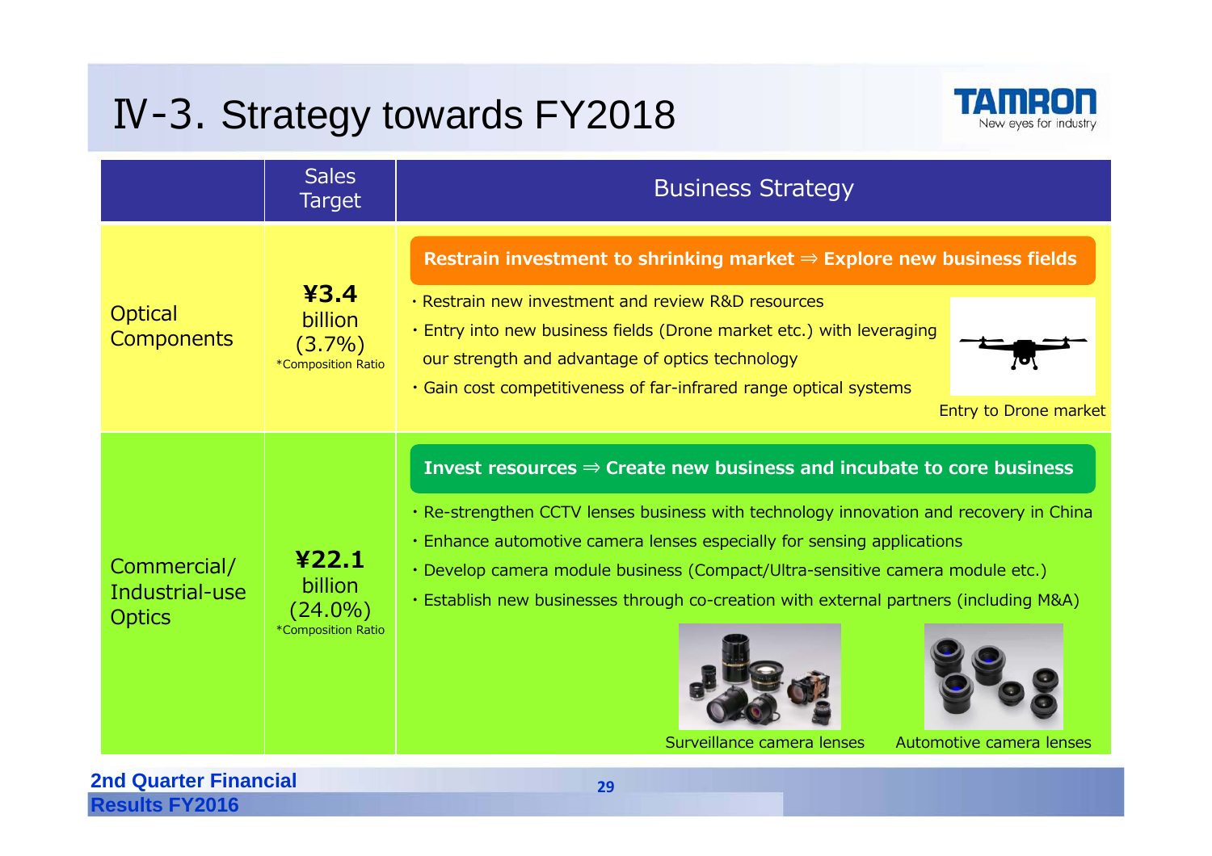# Ⅳ-3. Strategy towards FY2018

| | Sales Target | Business Strategy |
|---|---|---|
| Optical Components | **¥3.4** billion (3.7%) *Composition Ratio | **Restrain investment to shrinking market ⇒ Explore new business fields**<br>・Restrain new investment and review R&D resources<br>・Entry into new business fields (Drone market etc.) with leveraging our strength and advantage of optics technology<br>・Gain cost competitiveness of far-infrared range optical systems<br>Entry to Drone market |
| Commercial/ Industrial-use Optics | **¥22.1** billion (24.0%) *Composition Ratio | **Invest resources ⇒ Create new business and incubate to core business**<br>・Re-strengthen CCTV lenses business with technology innovation and recovery in China<br>・Enhance automotive camera lenses especially for sensing applications<br>・Develop camera module business (Compact/Ultra-sensitive camera module etc.)<br>・Establish new businesses through co-creation with external partners (including M&A)<br>Surveillance camera lenses / Automotive camera lenses |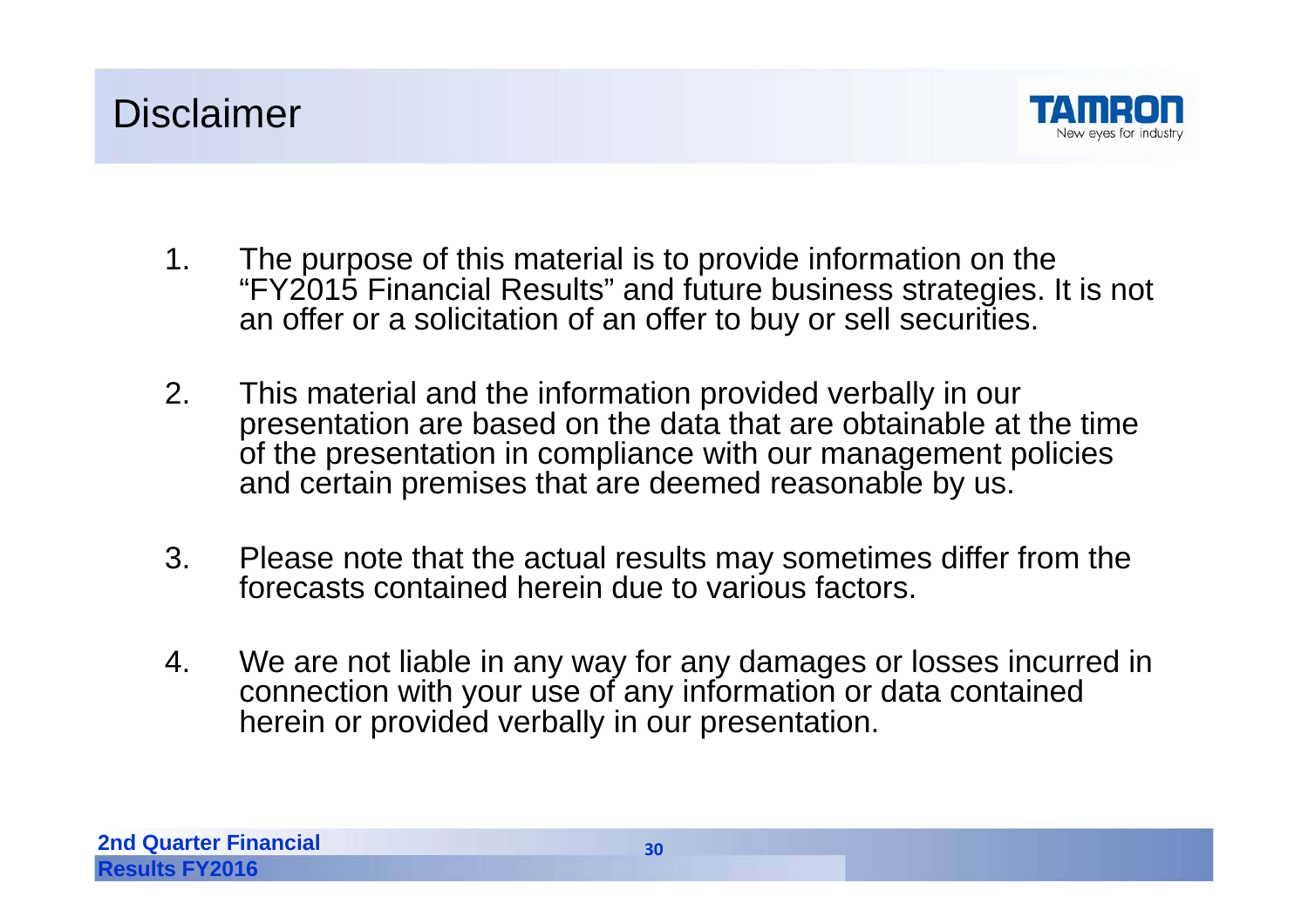# Disclaimer

1. The purpose of this material is to provide information on the "FY2015 Financial Results" and future business strategies. It is not an offer or a solicitation of an offer to buy or sell securities.

2. This material and the information provided verbally in our presentation are based on the data that are obtainable at the time of the presentation in compliance with our management policies and certain premises that are deemed reasonable by us.

3. Please note that the actual results may sometimes differ from the forecasts contained herein due to various factors.

4. We are not liable in any way for any damages or losses incurred in connection with your use of any information or data contained herein or provided verbally in our presentation.